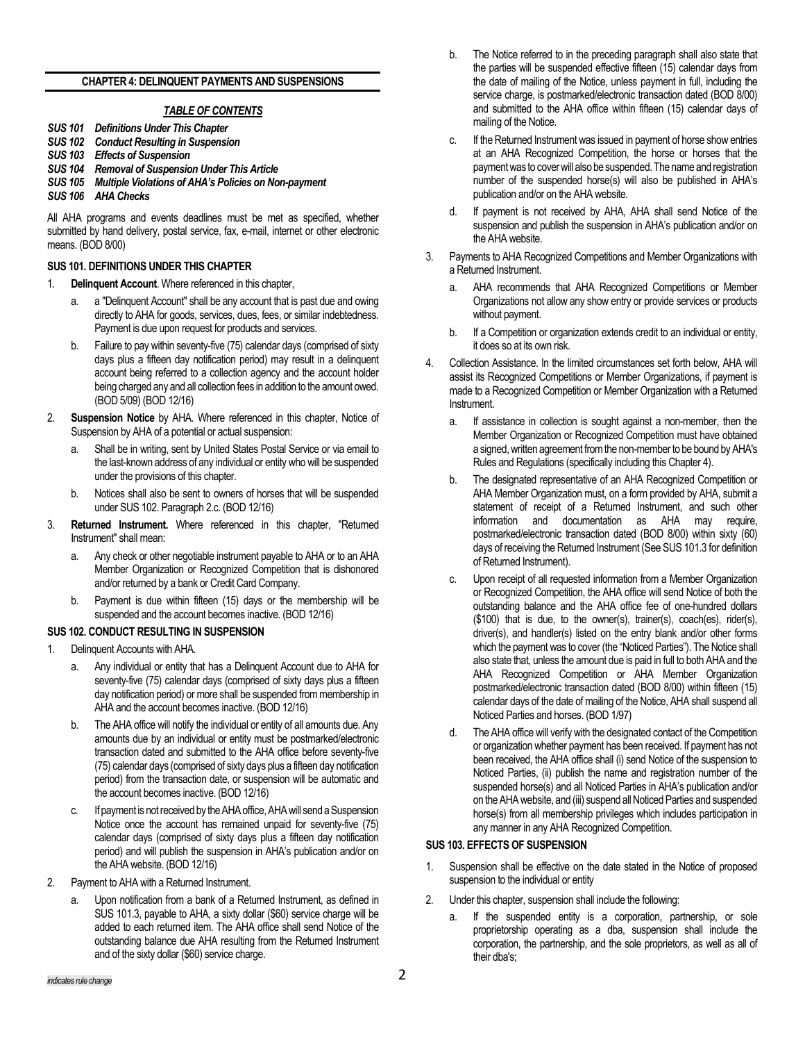## CHAPTER 4: DELINQUENT PAYMENTS AND SUSPENSIONS

### *TABLE OF CONTENTS*

***SUS 101 Definitions Under This Chapter***
***SUS 102 Conduct Resulting in Suspension***
***SUS 103 Effects of Suspension***
***SUS 104 Removal of Suspension Under This Article***
***SUS 105 Multiple Violations of AHA's Policies on Non-payment***
***SUS 106 AHA Checks***

All AHA programs and events deadlines must be met as specified, whether submitted by hand delivery, postal service, fax, e-mail, internet or other electronic means. (BOD 8/00)

### SUS 101. DEFINITIONS UNDER THIS CHAPTER

1. **Delinquent Account**. Where referenced in this chapter,
   a. a "Delinquent Account" shall be any account that is past due and owing directly to AHA for goods, services, dues, fees, or similar indebtedness. Payment is due upon request for products and services.
   b. Failure to pay within seventy-five (75) calendar days (comprised of sixty days plus a fifteen day notification period) may result in a delinquent account being referred to a collection agency and the account holder being charged any and all collection fees in addition to the amount owed. (BOD 5/09) (BOD 12/16)
2. **Suspension Notice** by AHA. Where referenced in this chapter, Notice of Suspension by AHA of a potential or actual suspension:
   a. Shall be in writing, sent by United States Postal Service or via email to the last-known address of any individual or entity who will be suspended under the provisions of this chapter.
   b. Notices shall also be sent to owners of horses that will be suspended under SUS 102. Paragraph 2.c. (BOD 12/16)
3. **Returned Instrument.** Where referenced in this chapter, "Returned Instrument" shall mean:
   a. Any check or other negotiable instrument payable to AHA or to an AHA Member Organization or Recognized Competition that is dishonored and/or returned by a bank or Credit Card Company.
   b. Payment is due within fifteen (15) days or the membership will be suspended and the account becomes inactive. (BOD 12/16)

### SUS 102. CONDUCT RESULTING IN SUSPENSION

1. Delinquent Accounts with AHA.
   a. Any individual or entity that has a Delinquent Account due to AHA for seventy-five (75) calendar days (comprised of sixty days plus a fifteen day notification period) or more shall be suspended from membership in AHA and the account becomes inactive. (BOD 12/16)
   b. The AHA office will notify the individual or entity of all amounts due. Any amounts due by an individual or entity must be postmarked/electronic transaction dated and submitted to the AHA office before seventy-five (75) calendar days (comprised of sixty days plus a fifteen day notification period) from the transaction date, or suspension will be automatic and the account becomes inactive. (BOD 12/16)
   c. If payment is not received by the AHA office, AHA will send a Suspension Notice once the account has remained unpaid for seventy-five (75) calendar days (comprised of sixty days plus a fifteen day notification period) and will publish the suspension in AHA's publication and/or on the AHA website. (BOD 12/16)
2. Payment to AHA with a Returned Instrument.
   a. Upon notification from a bank of a Returned Instrument, as defined in SUS 101.3, payable to AHA, a sixty dollar ($60) service charge will be added to each returned item. The AHA office shall send Notice of the outstanding balance due AHA resulting from the Returned Instrument and of the sixty dollar ($60) service charge.
   b. The Notice referred to in the preceding paragraph shall also state that the parties will be suspended effective fifteen (15) calendar days from the date of mailing of the Notice, unless payment in full, including the service charge, is postmarked/electronic transaction dated (BOD 8/00) and submitted to the AHA office within fifteen (15) calendar days of mailing of the Notice.
   c. If the Returned Instrument was issued in payment of horse show entries at an AHA Recognized Competition, the horse or horses that the payment was to cover will also be suspended. The name and registration number of the suspended horse(s) will also be published in AHA's publication and/or on the AHA website.
   d. If payment is not received by AHA, AHA shall send Notice of the suspension and publish the suspension in AHA's publication and/or on the AHA website.
3. Payments to AHA Recognized Competitions and Member Organizations with a Returned Instrument.
   a. AHA recommends that AHA Recognized Competitions or Member Organizations not allow any show entry or provide services or products without payment.
   b. If a Competition or organization extends credit to an individual or entity, it does so at its own risk.
4. Collection Assistance. In the limited circumstances set forth below, AHA will assist its Recognized Competitions or Member Organizations, if payment is made to a Recognized Competition or Member Organization with a Returned Instrument.
   a. If assistance in collection is sought against a non-member, then the Member Organization or Recognized Competition must have obtained a signed, written agreement from the non-member to be bound by AHA's Rules and Regulations (specifically including this Chapter 4).
   b. The designated representative of an AHA Recognized Competition or AHA Member Organization must, on a form provided by AHA, submit a statement of receipt of a Returned Instrument, and such other information and documentation as AHA may require, postmarked/electronic transaction dated (BOD 8/00) within sixty (60) days of receiving the Returned Instrument (See SUS 101.3 for definition of Returned Instrument).
   c. Upon receipt of all requested information from a Member Organization or Recognized Competition, the AHA office will send Notice of both the outstanding balance and the AHA office fee of one-hundred dollars ($100) that is due, to the owner(s), trainer(s), coach(es), rider(s), driver(s), and handler(s) listed on the entry blank and/or other forms which the payment was to cover (the "Noticed Parties"). The Notice shall also state that, unless the amount due is paid in full to both AHA and the AHA Recognized Competition or AHA Member Organization postmarked/electronic transaction dated (BOD 8/00) within fifteen (15) calendar days of the date of mailing of the Notice, AHA shall suspend all Noticed Parties and horses. (BOD 1/97)
   d. The AHA office will verify with the designated contact of the Competition or organization whether payment has been received. If payment has not been received, the AHA office shall (i) send Notice of the suspension to Noticed Parties, (ii) publish the name and registration number of the suspended horse(s) and all Noticed Parties in AHA's publication and/or on the AHA website, and (iii) suspend all Noticed Parties and suspended horse(s) from all membership privileges which includes participation in any manner in any AHA Recognized Competition.

### SUS 103. EFFECTS OF SUSPENSION

1. Suspension shall be effective on the date stated in the Notice of proposed suspension to the individual or entity
2. Under this chapter, suspension shall include the following:
   a. If the suspended entity is a corporation, partnership, or sole proprietorship operating as a dba, suspension shall include the corporation, the partnership, and the sole proprietors, as well as all of their dba's;

*indicates rule change*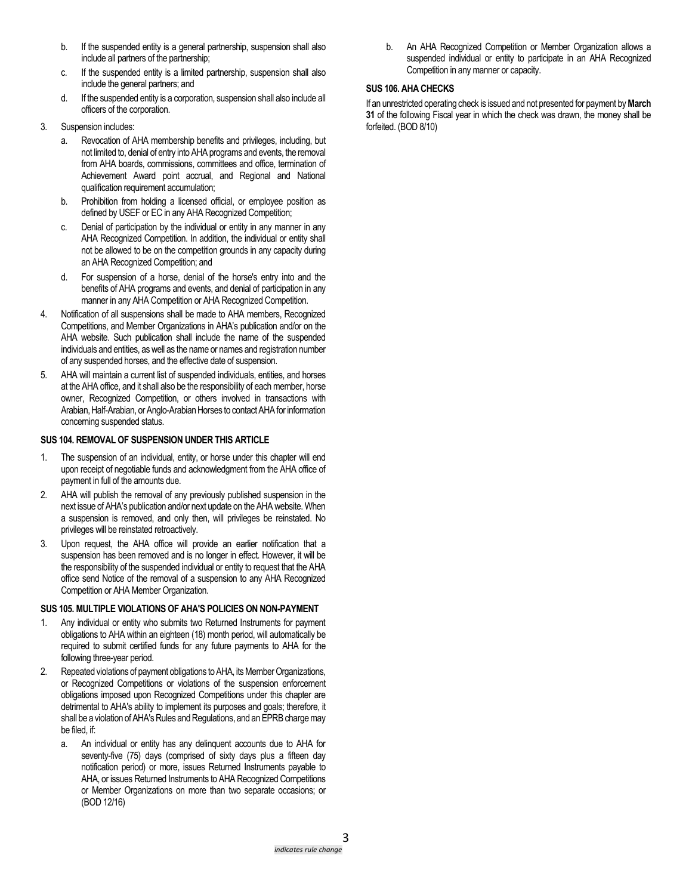b. If the suspended entity is a general partnership, suspension shall also include all partners of the partnership;
   c. If the suspended entity is a limited partnership, suspension shall also include the general partners; and
   d. If the suspended entity is a corporation, suspension shall also include all officers of the corporation.
3. Suspension includes:
   a. Revocation of AHA membership benefits and privileges, including, but not limited to, denial of entry into AHA programs and events, the removal from AHA boards, commissions, committees and office, termination of Achievement Award point accrual, and Regional and National qualification requirement accumulation;
   b. Prohibition from holding a licensed official, or employee position as defined by USEF or EC in any AHA Recognized Competition;
   c. Denial of participation by the individual or entity in any manner in any AHA Recognized Competition. In addition, the individual or entity shall not be allowed to be on the competition grounds in any capacity during an AHA Recognized Competition; and
   d. For suspension of a horse, denial of the horse's entry into and the benefits of AHA programs and events, and denial of participation in any manner in any AHA Competition or AHA Recognized Competition.
4. Notification of all suspensions shall be made to AHA members, Recognized Competitions, and Member Organizations in AHA's publication and/or on the AHA website. Such publication shall include the name of the suspended individuals and entities, as well as the name or names and registration number of any suspended horses, and the effective date of suspension.
5. AHA will maintain a current list of suspended individuals, entities, and horses at the AHA office, and it shall also be the responsibility of each member, horse owner, Recognized Competition, or others involved in transactions with Arabian, Half-Arabian, or Anglo-Arabian Horses to contact AHA for information concerning suspended status.

### SUS 104. REMOVAL OF SUSPENSION UNDER THIS ARTICLE

1. The suspension of an individual, entity, or horse under this chapter will end upon receipt of negotiable funds and acknowledgment from the AHA office of payment in full of the amounts due.
2. AHA will publish the removal of any previously published suspension in the next issue of AHA's publication and/or next update on the AHA website. When a suspension is removed, and only then, will privileges be reinstated. No privileges will be reinstated retroactively.
3. Upon request, the AHA office will provide an earlier notification that a suspension has been removed and is no longer in effect. However, it will be the responsibility of the suspended individual or entity to request that the AHA office send Notice of the removal of a suspension to any AHA Recognized Competition or AHA Member Organization.

### SUS 105. MULTIPLE VIOLATIONS OF AHA'S POLICIES ON NON-PAYMENT

1. Any individual or entity who submits two Returned Instruments for payment obligations to AHA within an eighteen (18) month period, will automatically be required to submit certified funds for any future payments to AHA for the following three-year period.
2. Repeated violations of payment obligations to AHA, its Member Organizations, or Recognized Competitions or violations of the suspension enforcement obligations imposed upon Recognized Competitions under this chapter are detrimental to AHA's ability to implement its purposes and goals; therefore, it shall be a violation of AHA's Rules and Regulations, and an EPRB charge may be filed, if:
   a. An individual or entity has any delinquent accounts due to AHA for seventy-five (75) days (comprised of sixty days plus a fifteen day notification period) or more, issues Returned Instruments payable to AHA, or issues Returned Instruments to AHA Recognized Competitions or Member Organizations on more than two separate occasions; or (BOD 12/16)
   b. An AHA Recognized Competition or Member Organization allows a suspended individual or entity to participate in an AHA Recognized Competition in any manner or capacity.

### SUS 106. AHA CHECKS

If an unrestricted operating check is issued and not presented for payment by **March 31** of the following Fiscal year in which the check was drawn, the money shall be forfeited. (BOD 8/10)